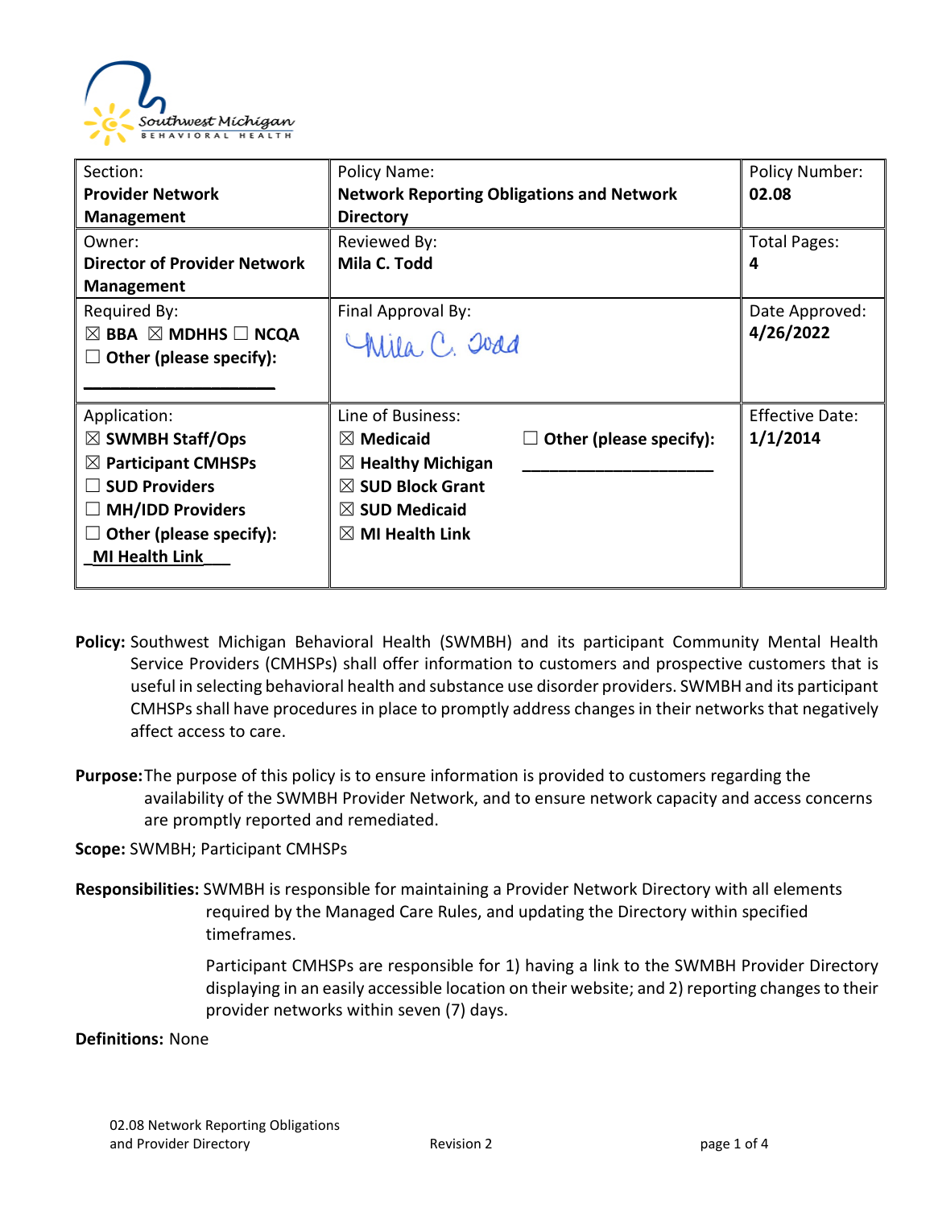| Section: **Provider Network Management** | Policy Name: **Network Reporting Obligations and Network Directory** | | Policy Number: **02.08** |
|---|---|---|---|
| Owner: **Director of Provider Network Management** | Reviewed By: **Mila C. Todd** | | Total Pages: **4** |
| Required By: ☒ **BBA** ☒ **MDHHS** ☐ **NCQA** ☐ **Other (please specify):** ____________________ | Final Approval By: Mila C. Todd | | Date Approved: **4/26/2022** |
| Application: ☒ **SWMBH Staff/Ops** ☒ **Participant CMHSPs** ☐ **SUD Providers** ☐ **MH/IDD Providers** ☐ **Other (please specify):** **MI Health Link** | Line of Business: ☒ **Medicaid** ☒ **Healthy Michigan** ☒ **SUD Block Grant** ☒ **SUD Medicaid** ☒ **MI Health Link** | ☐ **Other (please specify):** ____________________ | Effective Date: **1/1/2014** |

**Policy:** Southwest Michigan Behavioral Health (SWMBH) and its participant Community Mental Health Service Providers (CMHSPs) shall offer information to customers and prospective customers that is useful in selecting behavioral health and substance use disorder providers. SWMBH and its participant CMHSPs shall have procedures in place to promptly address changes in their networks that negatively affect access to care.

**Purpose:** The purpose of this policy is to ensure information is provided to customers regarding the availability of the SWMBH Provider Network, and to ensure network capacity and access concerns are promptly reported and remediated.

**Scope:** SWMBH; Participant CMHSPs

**Responsibilities:** SWMBH is responsible for maintaining a Provider Network Directory with all elements required by the Managed Care Rules, and updating the Directory within specified timeframes.

Participant CMHSPs are responsible for 1) having a link to the SWMBH Provider Directory displaying in an easily accessible location on their website; and 2) reporting changes to their provider networks within seven (7) days.

**Definitions:** None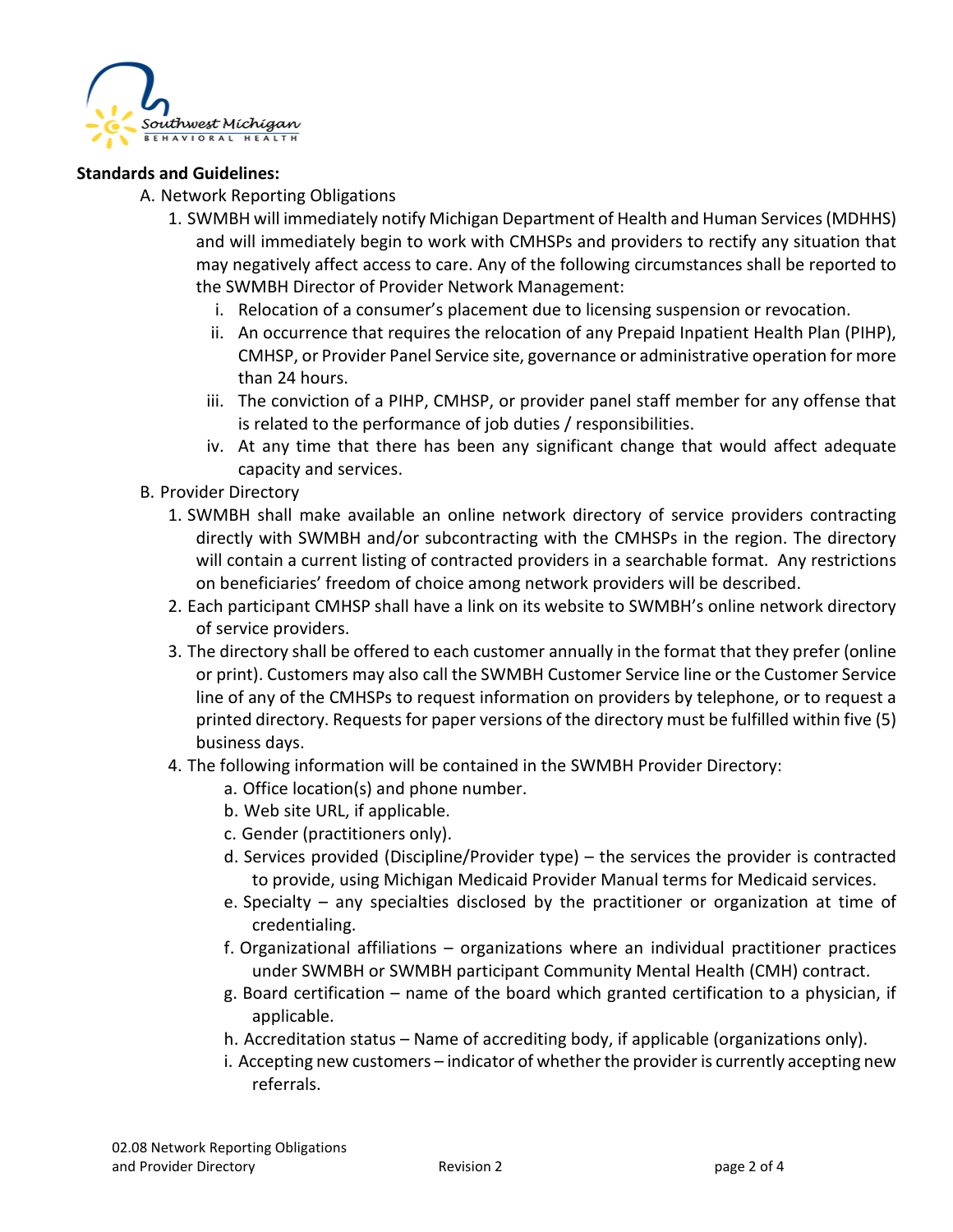**Standards and Guidelines:**

A. Network Reporting Obligations

1. SWMBH will immediately notify Michigan Department of Health and Human Services (MDHHS) and will immediately begin to work with CMHSPs and providers to rectify any situation that may negatively affect access to care. Any of the following circumstances shall be reported to the SWMBH Director of Provider Network Management:
   i. Relocation of a consumer's placement due to licensing suspension or revocation.
   ii. An occurrence that requires the relocation of any Prepaid Inpatient Health Plan (PIHP), CMHSP, or Provider Panel Service site, governance or administrative operation for more than 24 hours.
   iii. The conviction of a PIHP, CMHSP, or provider panel staff member for any offense that is related to the performance of job duties / responsibilities.
   iv. At any time that there has been any significant change that would affect adequate capacity and services.

B. Provider Directory

1. SWMBH shall make available an online network directory of service providers contracting directly with SWMBH and/or subcontracting with the CMHSPs in the region. The directory will contain a current listing of contracted providers in a searchable format. Any restrictions on beneficiaries' freedom of choice among network providers will be described.
2. Each participant CMHSP shall have a link on its website to SWMBH's online network directory of service providers.
3. The directory shall be offered to each customer annually in the format that they prefer (online or print). Customers may also call the SWMBH Customer Service line or the Customer Service line of any of the CMHSPs to request information on providers by telephone, or to request a printed directory. Requests for paper versions of the directory must be fulfilled within five (5) business days.
4. The following information will be contained in the SWMBH Provider Directory:
   a. Office location(s) and phone number.
   b. Web site URL, if applicable.
   c. Gender (practitioners only).
   d. Services provided (Discipline/Provider type) – the services the provider is contracted to provide, using Michigan Medicaid Provider Manual terms for Medicaid services.
   e. Specialty – any specialties disclosed by the practitioner or organization at time of credentialing.
   f. Organizational affiliations – organizations where an individual practitioner practices under SWMBH or SWMBH participant Community Mental Health (CMH) contract.
   g. Board certification – name of the board which granted certification to a physician, if applicable.
   h. Accreditation status – Name of accrediting body, if applicable (organizations only).
   i. Accepting new customers – indicator of whether the provider is currently accepting new referrals.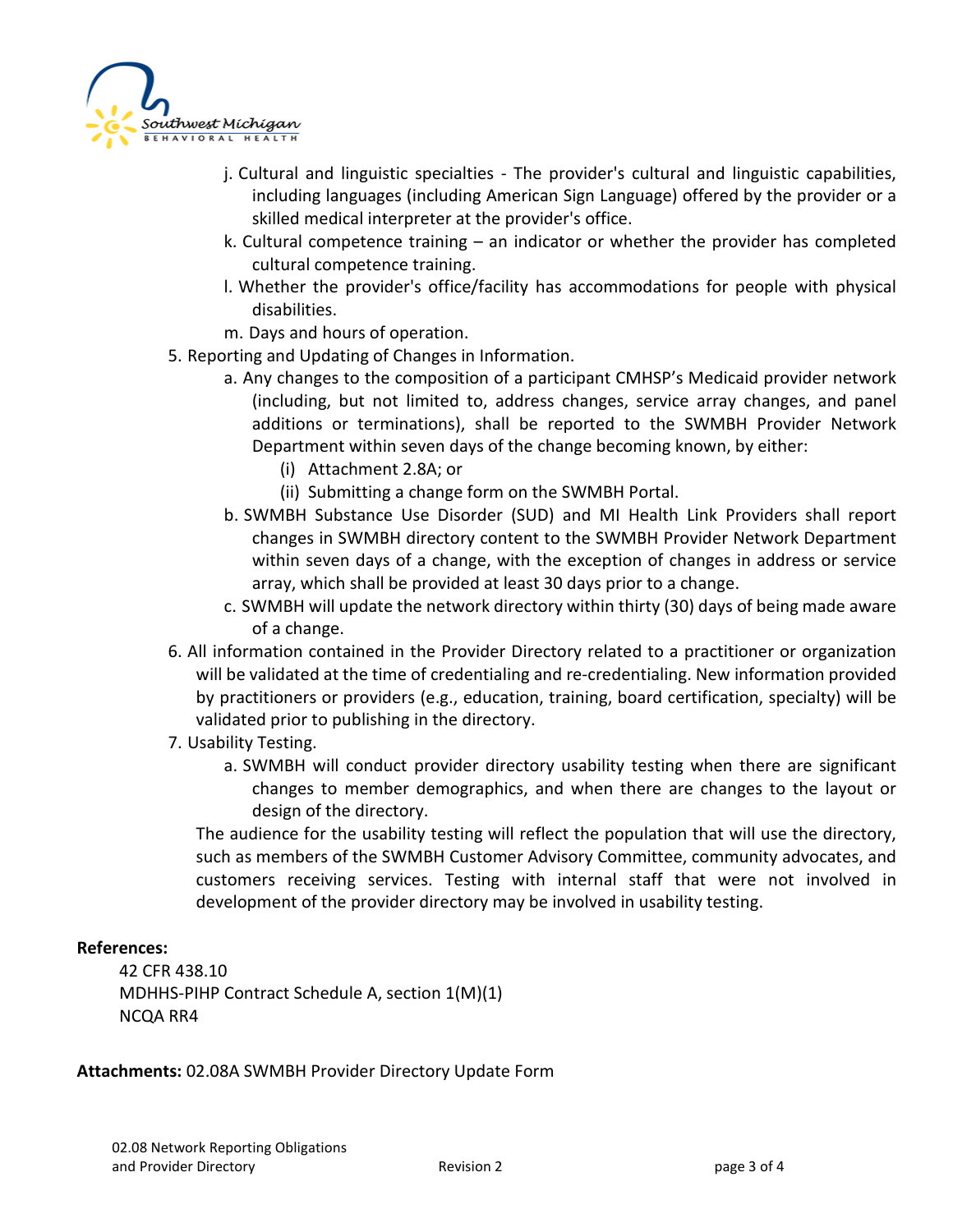j. Cultural and linguistic specialties - The provider's cultural and linguistic capabilities, including languages (including American Sign Language) offered by the provider or a skilled medical interpreter at the provider's office.

k. Cultural competence training – an indicator or whether the provider has completed cultural competence training.

l. Whether the provider's office/facility has accommodations for people with physical disabilities.

m. Days and hours of operation.

5. Reporting and Updating of Changes in Information.

   a. Any changes to the composition of a participant CMHSP's Medicaid provider network (including, but not limited to, address changes, service array changes, and panel additions or terminations), shall be reported to the SWMBH Provider Network Department within seven days of the change becoming known, by either:

      (i) Attachment 2.8A; or

      (ii) Submitting a change form on the SWMBH Portal.

   b. SWMBH Substance Use Disorder (SUD) and MI Health Link Providers shall report changes in SWMBH directory content to the SWMBH Provider Network Department within seven days of a change, with the exception of changes in address or service array, which shall be provided at least 30 days prior to a change.

   c. SWMBH will update the network directory within thirty (30) days of being made aware of a change.

6. All information contained in the Provider Directory related to a practitioner or organization will be validated at the time of credentialing and re-credentialing. New information provided by practitioners or providers (e.g., education, training, board certification, specialty) will be validated prior to publishing in the directory.

7. Usability Testing.

   a. SWMBH will conduct provider directory usability testing when there are significant changes to member demographics, and when there are changes to the layout or design of the directory.

   The audience for the usability testing will reflect the population that will use the directory, such as members of the SWMBH Customer Advisory Committee, community advocates, and customers receiving services. Testing with internal staff that were not involved in development of the provider directory may be involved in usability testing.

**References:**

42 CFR 438.10
MDHHS-PIHP Contract Schedule A, section 1(M)(1)
NCQA RR4

**Attachments:** 02.08A SWMBH Provider Directory Update Form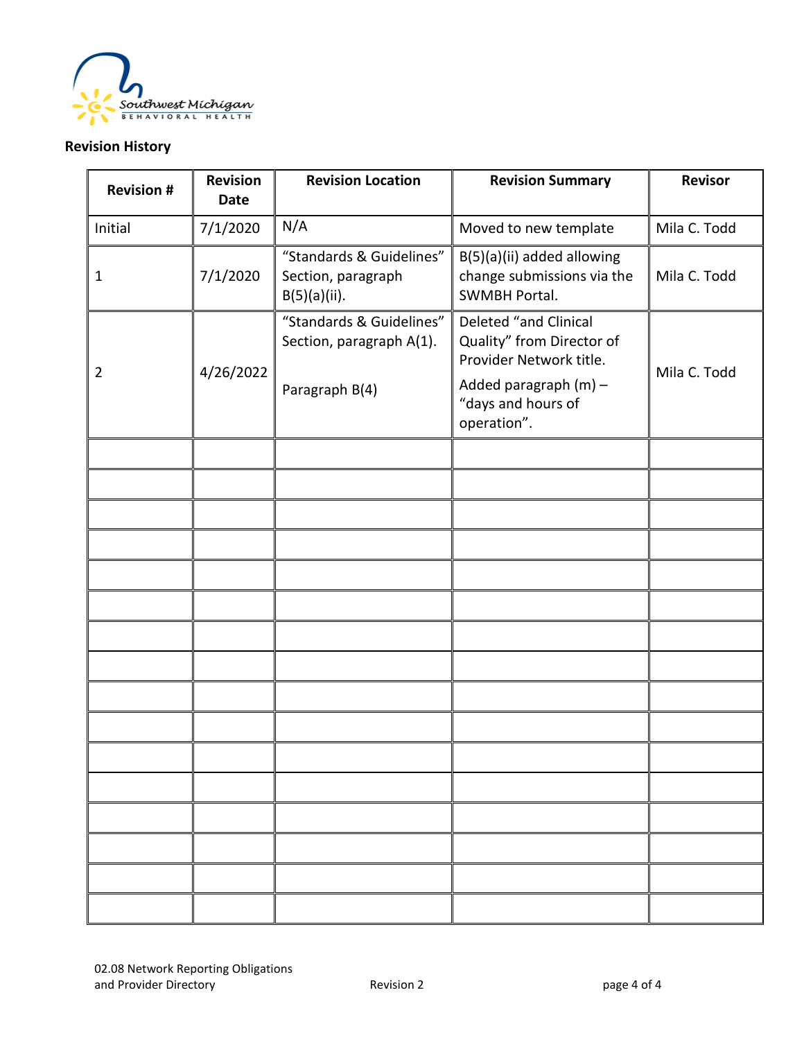## Revision History

| Revision # | Revision Date | Revision Location | Revision Summary | Revisor |
|---|---|---|---|---|
| Initial | 7/1/2020 | N/A | Moved to new template | Mila C. Todd |
| 1 | 7/1/2020 | "Standards & Guidelines" Section, paragraph B(5)(a)(ii). | B(5)(a)(ii) added allowing change submissions via the SWMBH Portal. | Mila C. Todd |
| 2 | 4/26/2022 | "Standards & Guidelines" Section, paragraph A(1). Paragraph B(4) | Deleted "and Clinical Quality" from Director of Provider Network title. Added paragraph (m) – "days and hours of operation". | Mila C. Todd |
| | | | | |
| | | | | |
| | | | | |
| | | | | |
| | | | | |
| | | | | |
| | | | | |
| | | | | |
| | | | | |
| | | | | |
| | | | | |
| | | | | |
| | | | | |
| | | | | |
| | | | | |
| | | | | |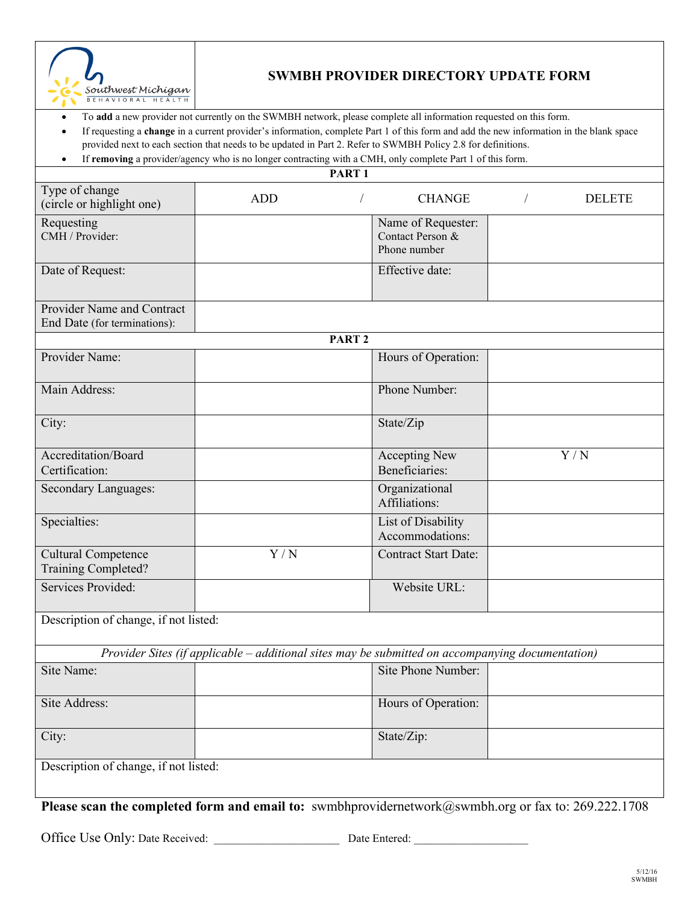# SWMBH PROVIDER DIRECTORY UPDATE FORM

- To **add** a new provider not currently on the SWMBH network, please complete all information requested on this form.
- If requesting a **change** in a current provider's information, complete Part 1 of this form and add the new information in the blank space provided next to each section that needs to be updated in Part 2. Refer to SWMBH Policy 2.8 for definitions.
- If **removing** a provider/agency who is no longer contracting with a CMH, only complete Part 1 of this form.

**PART 1**

| | | | |
|---|---|---|---|
| Type of change (circle or highlight one) | ADD / CHANGE / DELETE | | |
| Requesting CMH / Provider: | | Name of Requester: Contact Person & Phone number | |
| Date of Request: | | Effective date: | |
| Provider Name and Contract End Date (for terminations): | | | |

**PART 2**

| | | | |
|---|---|---|---|
| Provider Name: | | Hours of Operation: | |
| Main Address: | | Phone Number: | |
| City: | | State/Zip | |
| Accreditation/Board Certification: | | Accepting New Beneficiaries: | Y / N |
| Secondary Languages: | | Organizational Affiliations: | |
| Specialties: | | List of Disability Accommodations: | |
| Cultural Competence Training Completed? | Y / N | Contract Start Date: | |
| Services Provided: | | Website URL: | |
| Description of change, if not listed: | | | |

*Provider Sites (if applicable – additional sites may be submitted on accompanying documentation)*

| | | | |
|---|---|---|---|
| Site Name: | | Site Phone Number: | |
| Site Address: | | Hours of Operation: | |
| City: | | State/Zip: | |
| Description of change, if not listed: | | | |

**Please scan the completed form and email to:** swmbhprovidernetwork@swmbh.org or fax to: 269.222.1708

Office Use Only: Date Received: ____________________ Date Entered: ___________________

5/12/16
SWMBH